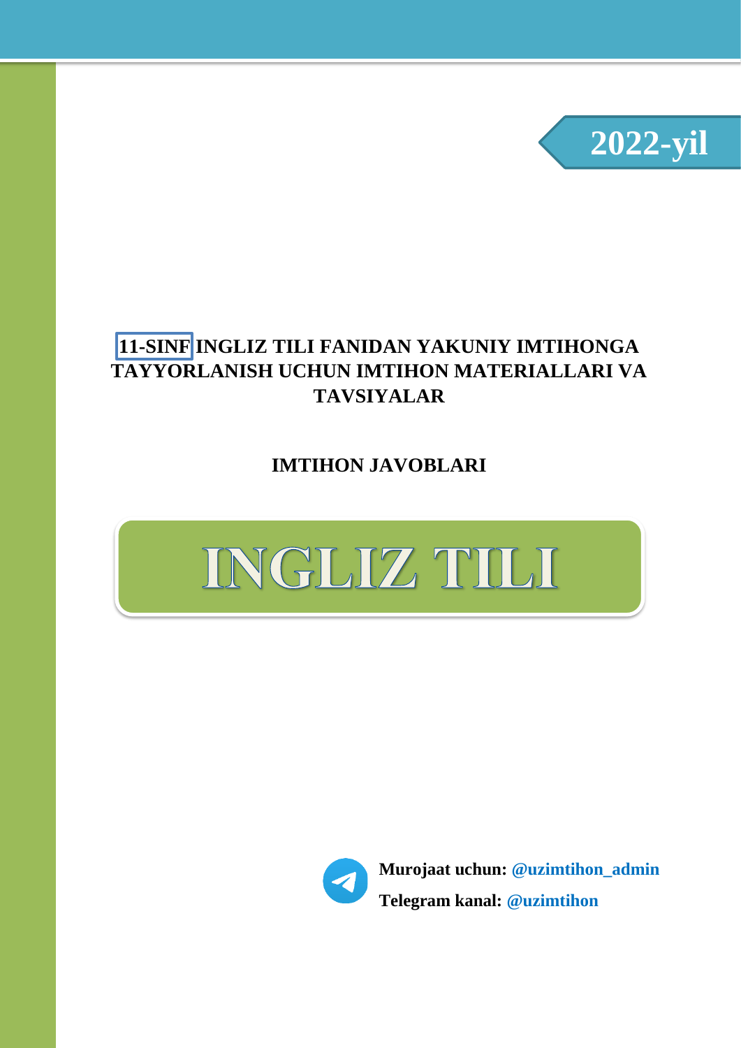**2022-yil**

# 11-SINF INGLIZ TILI FANIDAN YAKUNIY IMTIHONGA TAYYORLANISH UCHUN IMTIHON MATERIALLARI VA TAVSIYALAR

## IMTIHON JAVOBLARI

# INGLIZ TILI

**Murojaat uchun: @uzimtihon_admin**

**Telegram kanal: @uzimtihon**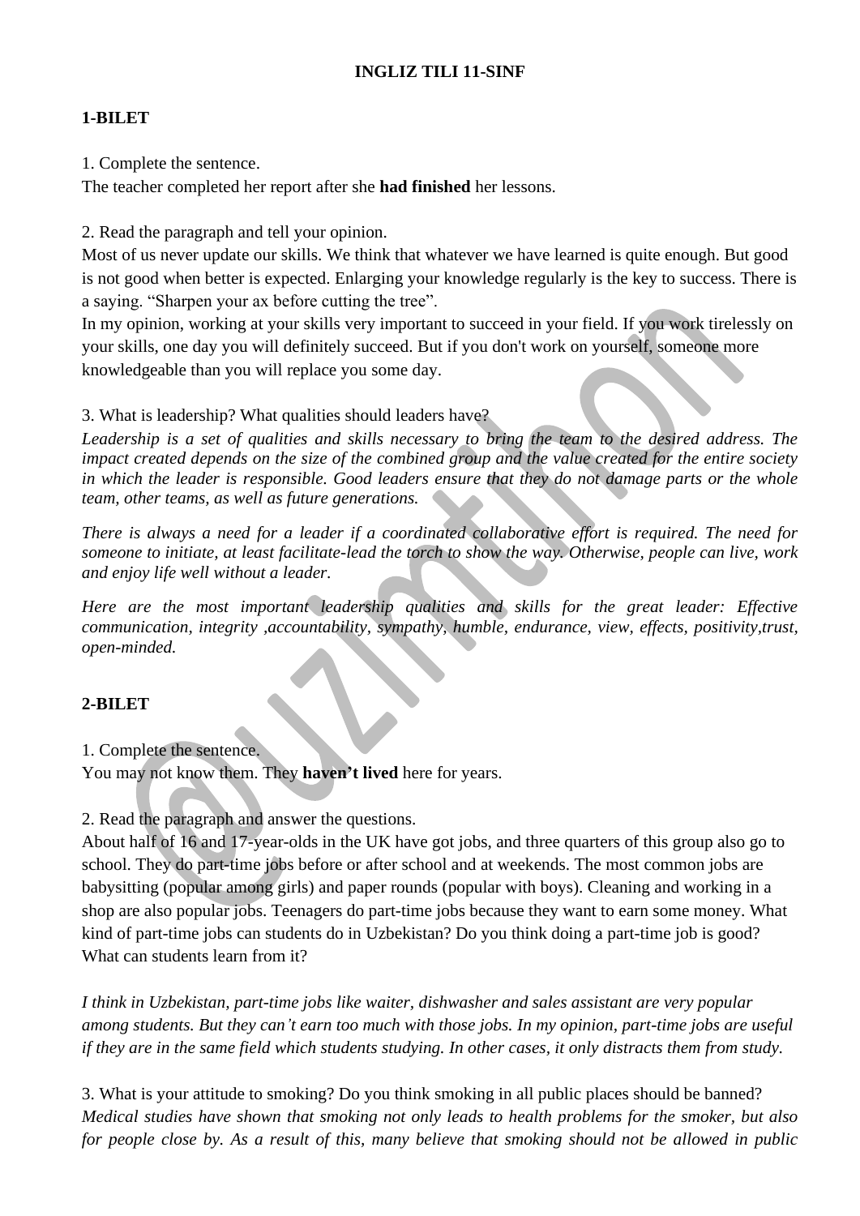**INGLIZ TILI 11-SINF**

**1-BILET**

1. Complete the sentence.
The teacher completed her report after she **had finished** her lessons.

2. Read the paragraph and tell your opinion.
Most of us never update our skills. We think that whatever we have learned is quite enough. But good is not good when better is expected. Enlarging your knowledge regularly is the key to success. There is a saying. “Sharpen your ax before cutting the tree”.
In my opinion, working at your skills very important to succeed in your field. If you work tirelessly on your skills, one day you will definitely succeed. But if you don't work on yourself, someone more knowledgeable than you will replace you some day.

3. What is leadership? What qualities should leaders have?
*Leadership is a set of qualities and skills necessary to bring the team to the desired address. The impact created depends on the size of the combined group and the value created for the entire society in which the leader is responsible. Good leaders ensure that they do not damage parts or the whole team, other teams, as well as future generations.*

*There is always a need for a leader if a coordinated collaborative effort is required. The need for someone to initiate, at least facilitate-lead the torch to show the way. Otherwise, people can live, work and enjoy life well without a leader.*

*Here are the most important leadership qualities and skills for the great leader: Effective communication, integrity ,accountability, sympathy, humble, endurance, view, effects, positivity,trust, open-minded.*

**2-BILET**

1. Complete the sentence.
You may not know them. They **haven’t lived** here for years.

2. Read the paragraph and answer the questions.
About half of 16 and 17-year-olds in the UK have got jobs, and three quarters of this group also go to school. They do part-time jobs before or after school and at weekends. The most common jobs are babysitting (popular among girls) and paper rounds (popular with boys). Cleaning and working in a shop are also popular jobs. Teenagers do part-time jobs because they want to earn some money. What kind of part-time jobs can students do in Uzbekistan? Do you think doing a part-time job is good? What can students learn from it?

*I think in Uzbekistan, part-time jobs like waiter, dishwasher and sales assistant are very popular among students. But they can’t earn too much with those jobs. In my opinion, part-time jobs are useful if they are in the same field which students studying. In other cases, it only distracts them from study.*

3. What is your attitude to smoking? Do you think smoking in all public places should be banned?
*Medical studies have shown that smoking not only leads to health problems for the smoker, but also for people close by. As a result of this, many believe that smoking should not be allowed in public*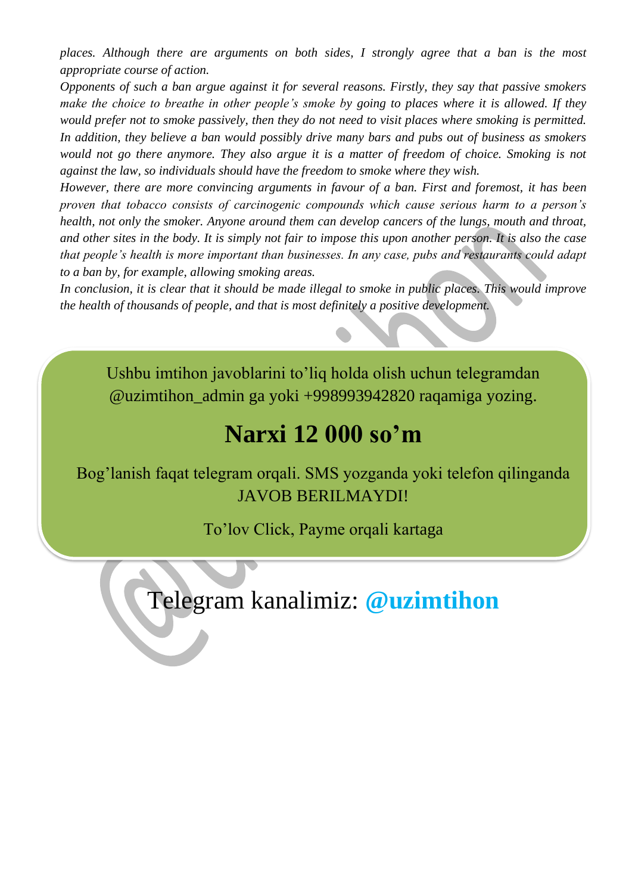*places. Although there are arguments on both sides, I strongly agree that a ban is the most appropriate course of action.*

*Opponents of such a ban argue against it for several reasons. Firstly, they say that passive smokers make the choice to breathe in other people's smoke by going to places where it is allowed. If they would prefer not to smoke passively, then they do not need to visit places where smoking is permitted. In addition, they believe a ban would possibly drive many bars and pubs out of business as smokers would not go there anymore. They also argue it is a matter of freedom of choice. Smoking is not against the law, so individuals should have the freedom to smoke where they wish.*

*However, there are more convincing arguments in favour of a ban. First and foremost, it has been proven that tobacco consists of carcinogenic compounds which cause serious harm to a person's health, not only the smoker. Anyone around them can develop cancers of the lungs, mouth and throat, and other sites in the body. It is simply not fair to impose this upon another person. It is also the case that people's health is more important than businesses. In any case, pubs and restaurants could adapt to a ban by, for example, allowing smoking areas.*

*In conclusion, it is clear that it should be made illegal to smoke in public places. This would improve the health of thousands of people, and that is most definitely a positive development.*

Ushbu imtihon javoblarini to'liq holda olish uchun telegramdan @uzimtihon_admin ga yoki +998993942820 raqamiga yozing.

**Narxi 12 000 so'm**

Bog'lanish faqat telegram orqali. SMS yozganda yoki telefon qilinganda JAVOB BERILMAYDI!

To'lov Click, Payme orqali kartaga

Telegram kanalimiz: **@uzimtihon**